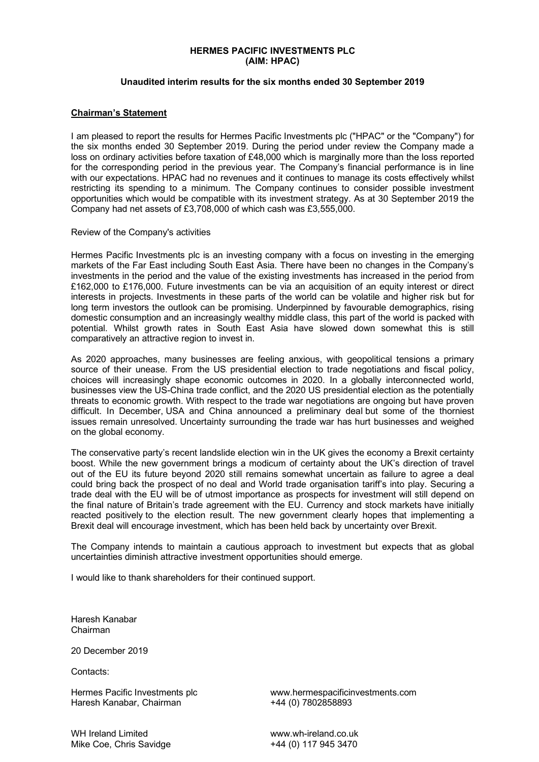**HERMES PACIFIC INVESTMENTS PLC**
**(AIM: HPAC)**

**Unaudited interim results for the six months ended 30 September 2019**

## Chairman's Statement

I am pleased to report the results for Hermes Pacific Investments plc ("HPAC" or the "Company") for the six months ended 30 September 2019. During the period under review the Company made a loss on ordinary activities before taxation of £48,000 which is marginally more than the loss reported for the corresponding period in the previous year. The Company's financial performance is in line with our expectations. HPAC had no revenues and it continues to manage its costs effectively whilst restricting its spending to a minimum. The Company continues to consider possible investment opportunities which would be compatible with its investment strategy. As at 30 September 2019 the Company had net assets of £3,708,000 of which cash was £3,555,000.

Review of the Company's activities

Hermes Pacific Investments plc is an investing company with a focus on investing in the emerging markets of the Far East including South East Asia. There have been no changes in the Company's investments in the period and the value of the existing investments has increased in the period from £162,000 to £176,000. Future investments can be via an acquisition of an equity interest or direct interests in projects. Investments in these parts of the world can be volatile and higher risk but for long term investors the outlook can be promising. Underpinned by favourable demographics, rising domestic consumption and an increasingly wealthy middle class, this part of the world is packed with potential. Whilst growth rates in South East Asia have slowed down somewhat this is still comparatively an attractive region to invest in.

As 2020 approaches, many businesses are feeling anxious, with geopolitical tensions a primary source of their unease. From the US presidential election to trade negotiations and fiscal policy, choices will increasingly shape economic outcomes in 2020. In a globally interconnected world, businesses view the US-China trade conflict, and the 2020 US presidential election as the potentially threats to economic growth. With respect to the trade war negotiations are ongoing but have proven difficult. In December, USA and China announced a preliminary deal but some of the thorniest issues remain unresolved. Uncertainty surrounding the trade war has hurt businesses and weighed on the global economy.

The conservative party's recent landslide election win in the UK gives the economy a Brexit certainty boost. While the new government brings a modicum of certainty about the UK's direction of travel out of the EU its future beyond 2020 still remains somewhat uncertain as failure to agree a deal could bring back the prospect of no deal and World trade organisation tariff's into play. Securing a trade deal with the EU will be of utmost importance as prospects for investment will still depend on the final nature of Britain's trade agreement with the EU. Currency and stock markets have initially reacted positively to the election result. The new government clearly hopes that implementing a Brexit deal will encourage investment, which has been held back by uncertainty over Brexit.

The Company intends to maintain a cautious approach to investment but expects that as global uncertainties diminish attractive investment opportunities should emerge.

I would like to thank shareholders for their continued support.

Haresh Kanabar
Chairman

20 December 2019

Contacts:

Hermes Pacific Investments plc — www.hermespacificinvestments.com
Haresh Kanabar, Chairman — +44 (0) 7802858893

WH Ireland Limited — www.wh-ireland.co.uk
Mike Coe, Chris Savidge — +44 (0) 117 945 3470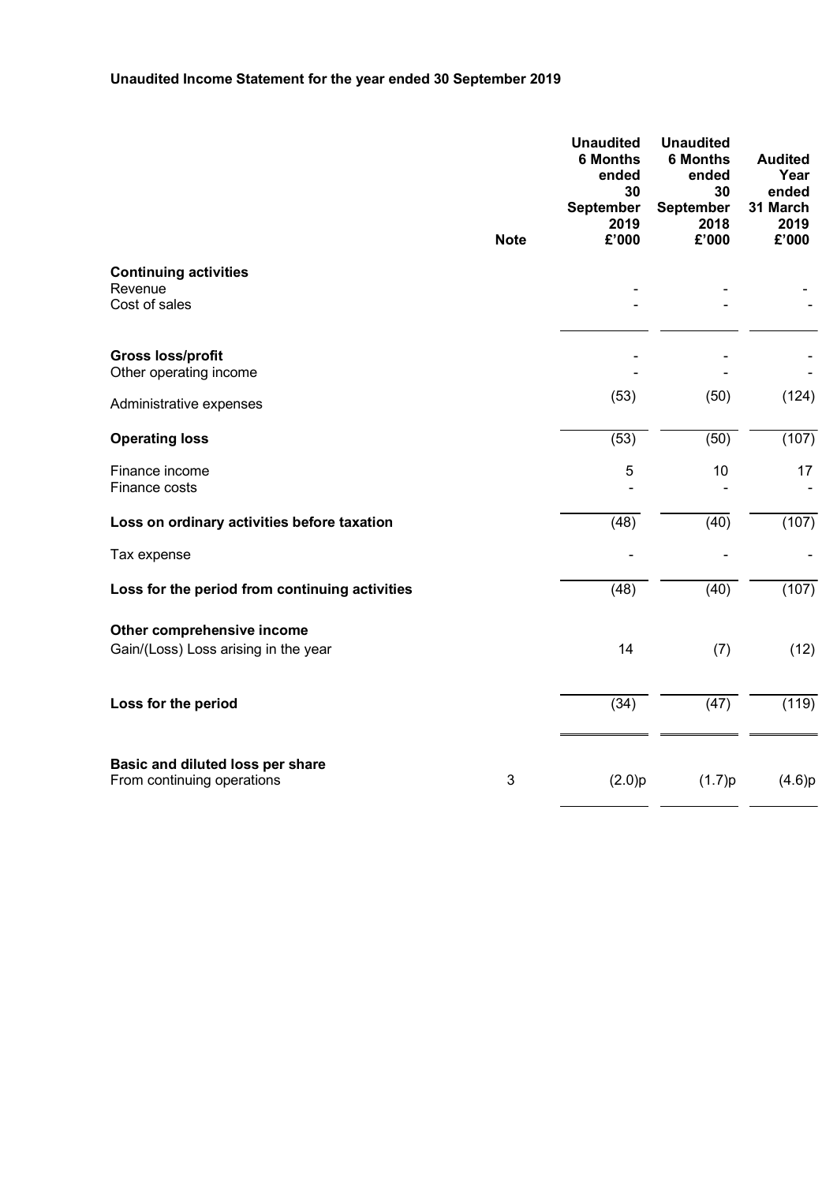**Unaudited Income Statement for the year ended 30 September 2019**

| | Note | Unaudited 6 Months ended 30 September 2019 £'000 | Unaudited 6 Months ended 30 September 2018 £'000 | Audited Year ended 31 March 2019 £'000 |
|---|---|---|---|---|
| **Continuing activities** | | | | |
| Revenue | | - | - | - |
| Cost of sales | | - | - | - |
| **Gross loss/profit** | | - | - | - |
| Other operating income | | - | - | - |
| Administrative expenses | | (53) | (50) | (124) |
| **Operating loss** | | (53) | (50) | (107) |
| Finance income | | 5 | 10 | 17 |
| Finance costs | | - | - | - |
| **Loss on ordinary activities before taxation** | | (48) | (40) | (107) |
| Tax expense | | - | - | - |
| **Loss for the period from continuing activities** | | (48) | (40) | (107) |
| **Other comprehensive income** | | | | |
| Gain/(Loss) Loss arising in the year | | 14 | (7) | (12) |
| **Loss for the period** | | (34) | (47) | (119) |
| **Basic and diluted loss per share** | | | | |
| From continuing operations | 3 | (2.0)p | (1.7)p | (4.6)p |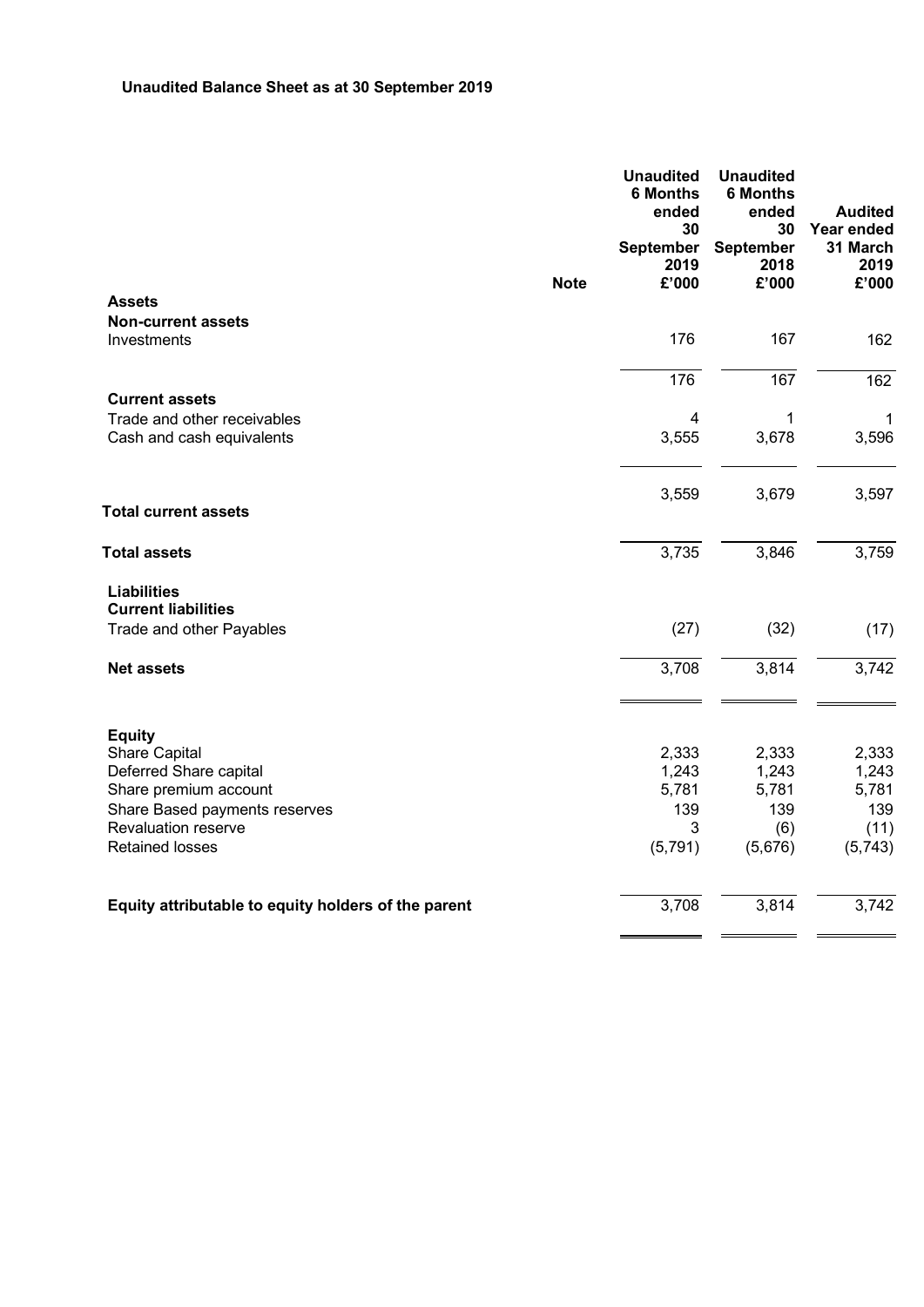**Unaudited Balance Sheet as at 30 September 2019**

| | Note | Unaudited 6 Months ended 30 September 2019 £'000 | Unaudited 6 Months ended 30 September 2018 £'000 | Audited Year ended 31 March 2019 £'000 |
|---|---|---|---|---|
| **Assets** | | | | |
| **Non-current assets** | | | | |
| Investments | | 176 | 167 | 162 |
| | | 176 | 167 | 162 |
| **Current assets** | | | | |
| Trade and other receivables | | 4 | 1 | 1 |
| Cash and cash equivalents | | 3,555 | 3,678 | 3,596 |
| **Total current assets** | | 3,559 | 3,679 | 3,597 |
| **Total assets** | | 3,735 | 3,846 | 3,759 |
| **Liabilities** | | | | |
| **Current liabilities** | | | | |
| Trade and other Payables | | (27) | (32) | (17) |
| **Net assets** | | 3,708 | 3,814 | 3,742 |
| **Equity** | | | | |
| Share Capital | | 2,333 | 2,333 | 2,333 |
| Deferred Share capital | | 1,243 | 1,243 | 1,243 |
| Share premium account | | 5,781 | 5,781 | 5,781 |
| Share Based payments reserves | | 139 | 139 | 139 |
| Revaluation reserve | | 3 | (6) | (11) |
| Retained losses | | (5,791) | (5,676) | (5,743) |
| **Equity attributable to equity holders of the parent** | | 3,708 | 3,814 | 3,742 |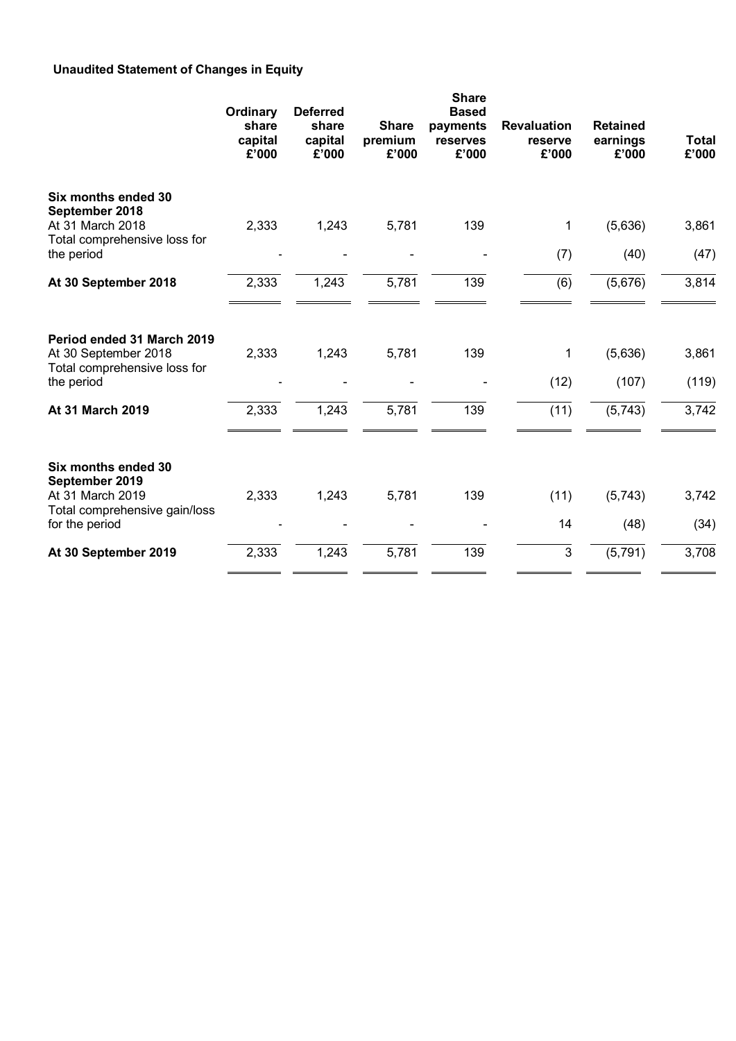## Unaudited Statement of Changes in Equity

| | Ordinary share capital £'000 | Deferred share capital £'000 | Share premium £'000 | Share Based payments reserves £'000 | Revaluation reserve £'000 | Retained earnings £'000 | Total £'000 |
|---|---|---|---|---|---|---|---|
| **Six months ended 30 September 2018** | | | | | | | |
| At 31 March 2018 | 2,333 | 1,243 | 5,781 | 139 | 1 | (5,636) | 3,861 |
| Total comprehensive loss for the period | - | - | - | - | (7) | (40) | (47) |
| **At 30 September 2018** | 2,333 | 1,243 | 5,781 | 139 | (6) | (5,676) | 3,814 |
| **Period ended 31 March 2019** | | | | | | | |
| At 30 September 2018 | 2,333 | 1,243 | 5,781 | 139 | 1 | (5,636) | 3,861 |
| Total comprehensive loss for the period | - | - | - | - | (12) | (107) | (119) |
| **At 31 March 2019** | 2,333 | 1,243 | 5,781 | 139 | (11) | (5,743) | 3,742 |
| **Six months ended 30 September 2019** | | | | | | | |
| At 31 March 2019 | 2,333 | 1,243 | 5,781 | 139 | (11) | (5,743) | 3,742 |
| Total comprehensive gain/loss for the period | - | - | - | - | 14 | (48) | (34) |
| **At 30 September 2019** | 2,333 | 1,243 | 5,781 | 139 | 3 | (5,791) | 3,708 |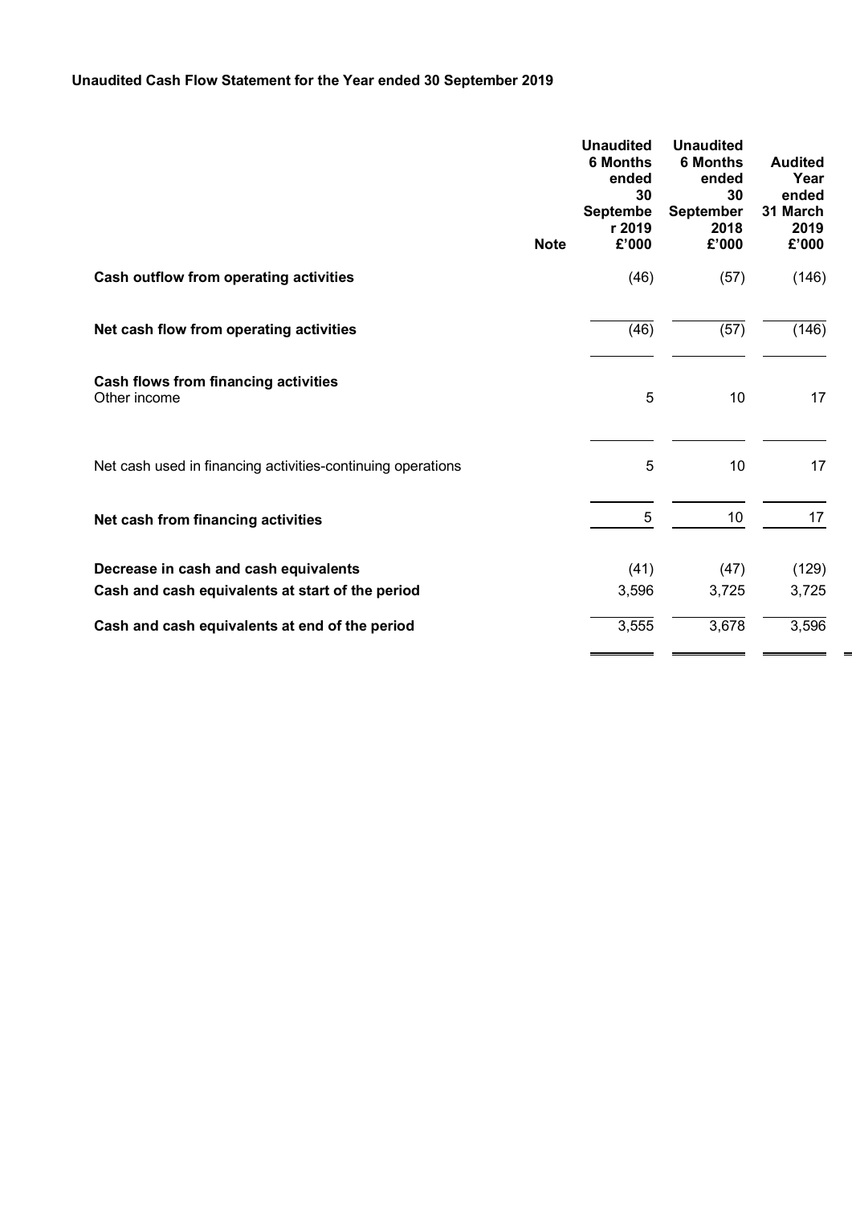**Unaudited Cash Flow Statement for the Year ended 30 September 2019**

| | Note | Unaudited 6 Months ended 30 September 2019 £'000 | Unaudited 6 Months ended 30 September 2018 £'000 | Audited Year ended 31 March 2019 £'000 |
|---|---|---|---|---|
| **Cash outflow from operating activities** | | (46) | (57) | (146) |
| **Net cash flow from operating activities** | | (46) | (57) | (146) |
| **Cash flows from financing activities** | | | | |
| Other income | | 5 | 10 | 17 |
| Net cash used in financing activities-continuing operations | | 5 | 10 | 17 |
| **Net cash from financing activities** | | 5 | 10 | 17 |
| **Decrease in cash and cash equivalents** | | (41) | (47) | (129) |
| **Cash and cash equivalents at start of the period** | | 3,596 | 3,725 | 3,725 |
| **Cash and cash equivalents at end of the period** | | 3,555 | 3,678 | 3,596 |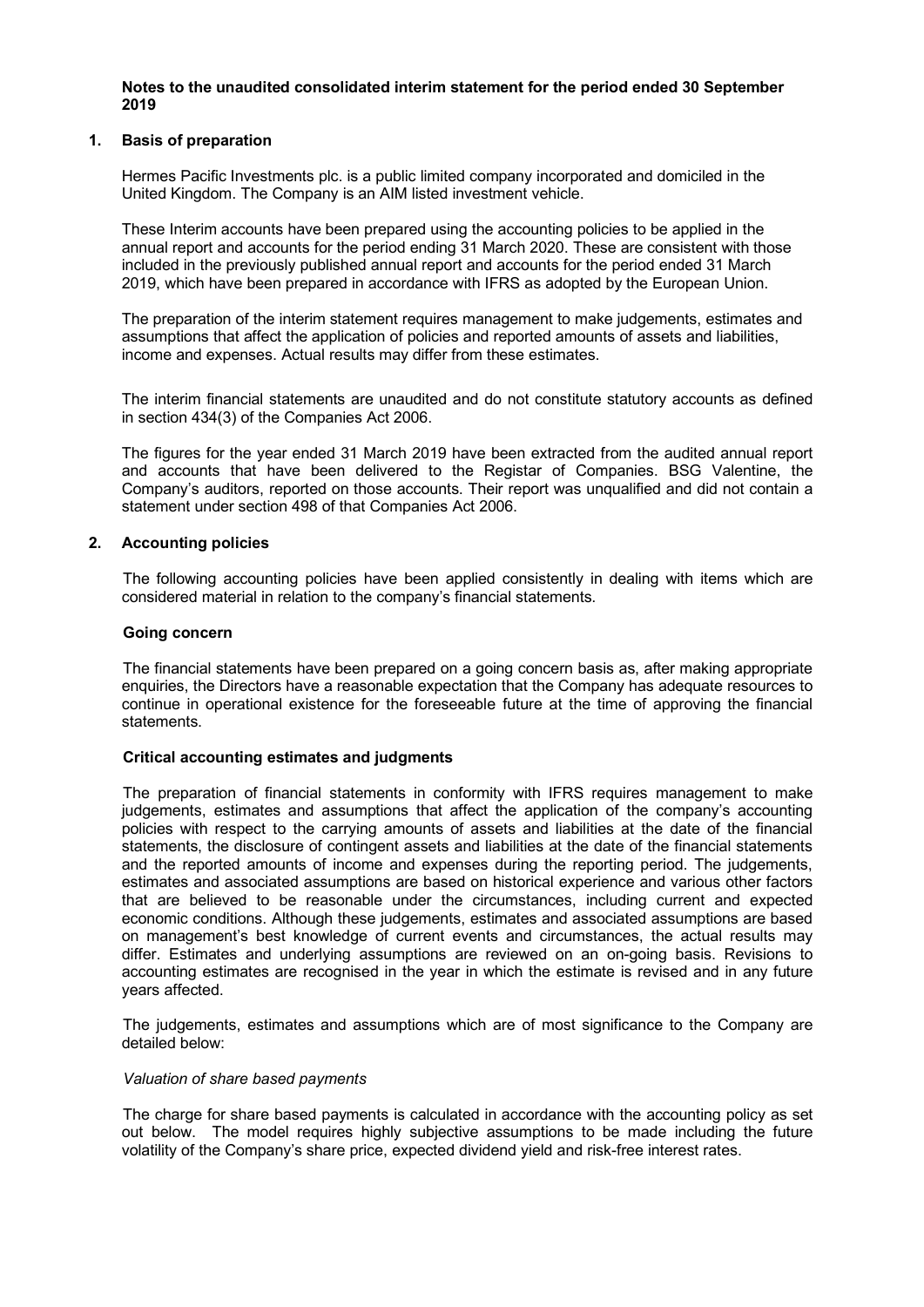**Notes to the unaudited consolidated interim statement for the period ended 30 September 2019**

## 1. Basis of preparation

Hermes Pacific Investments plc. is a public limited company incorporated and domiciled in the United Kingdom. The Company is an AIM listed investment vehicle.

These Interim accounts have been prepared using the accounting policies to be applied in the annual report and accounts for the period ending 31 March 2020. These are consistent with those included in the previously published annual report and accounts for the period ended 31 March 2019, which have been prepared in accordance with IFRS as adopted by the European Union.

The preparation of the interim statement requires management to make judgements, estimates and assumptions that affect the application of policies and reported amounts of assets and liabilities, income and expenses. Actual results may differ from these estimates.

The interim financial statements are unaudited and do not constitute statutory accounts as defined in section 434(3) of the Companies Act 2006.

The figures for the year ended 31 March 2019 have been extracted from the audited annual report and accounts that have been delivered to the Registar of Companies. BSG Valentine, the Company's auditors, reported on those accounts. Their report was unqualified and did not contain a statement under section 498 of that Companies Act 2006.

## 2. Accounting policies

The following accounting policies have been applied consistently in dealing with items which are considered material in relation to the company's financial statements.

### Going concern

The financial statements have been prepared on a going concern basis as, after making appropriate enquiries, the Directors have a reasonable expectation that the Company has adequate resources to continue in operational existence for the foreseeable future at the time of approving the financial statements.

### Critical accounting estimates and judgments

The preparation of financial statements in conformity with IFRS requires management to make judgements, estimates and assumptions that affect the application of the company's accounting policies with respect to the carrying amounts of assets and liabilities at the date of the financial statements, the disclosure of contingent assets and liabilities at the date of the financial statements and the reported amounts of income and expenses during the reporting period. The judgements, estimates and associated assumptions are based on historical experience and various other factors that are believed to be reasonable under the circumstances, including current and expected economic conditions. Although these judgements, estimates and associated assumptions are based on management's best knowledge of current events and circumstances, the actual results may differ. Estimates and underlying assumptions are reviewed on an on-going basis. Revisions to accounting estimates are recognised in the year in which the estimate is revised and in any future years affected.

The judgements, estimates and assumptions which are of most significance to the Company are detailed below:

*Valuation of share based payments*

The charge for share based payments is calculated in accordance with the accounting policy as set out below. The model requires highly subjective assumptions to be made including the future volatility of the Company's share price, expected dividend yield and risk-free interest rates.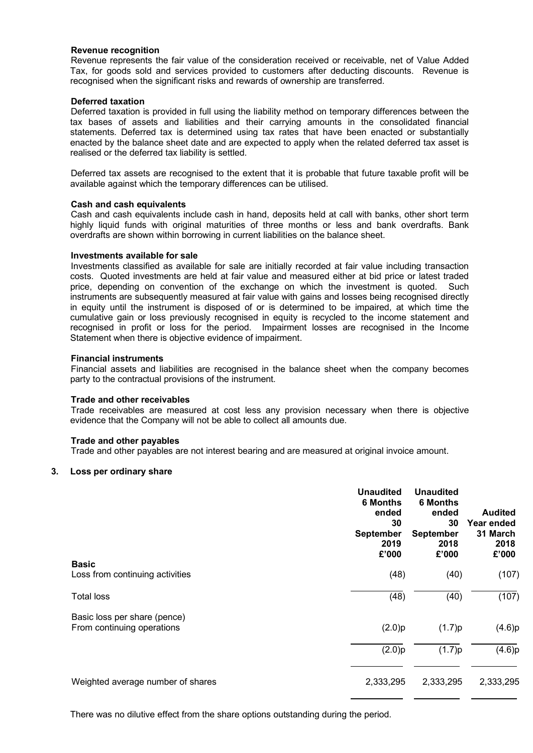**Revenue recognition**

Revenue represents the fair value of the consideration received or receivable, net of Value Added Tax, for goods sold and services provided to customers after deducting discounts. Revenue is recognised when the significant risks and rewards of ownership are transferred.

**Deferred taxation**

Deferred taxation is provided in full using the liability method on temporary differences between the tax bases of assets and liabilities and their carrying amounts in the consolidated financial statements. Deferred tax is determined using tax rates that have been enacted or substantially enacted by the balance sheet date and are expected to apply when the related deferred tax asset is realised or the deferred tax liability is settled.

Deferred tax assets are recognised to the extent that it is probable that future taxable profit will be available against which the temporary differences can be utilised.

**Cash and cash equivalents**

Cash and cash equivalents include cash in hand, deposits held at call with banks, other short term highly liquid funds with original maturities of three months or less and bank overdrafts. Bank overdrafts are shown within borrowing in current liabilities on the balance sheet.

**Investments available for sale**

Investments classified as available for sale are initially recorded at fair value including transaction costs. Quoted investments are held at fair value and measured either at bid price or latest traded price, depending on convention of the exchange on which the investment is quoted. Such instruments are subsequently measured at fair value with gains and losses being recognised directly in equity until the instrument is disposed of or is determined to be impaired, at which time the cumulative gain or loss previously recognised in equity is recycled to the income statement and recognised in profit or loss for the period. Impairment losses are recognised in the Income Statement when there is objective evidence of impairment.

**Financial instruments**

Financial assets and liabilities are recognised in the balance sheet when the company becomes party to the contractual provisions of the instrument.

**Trade and other receivables**

Trade receivables are measured at cost less any provision necessary when there is objective evidence that the Company will not be able to collect all amounts due.

**Trade and other payables**

Trade and other payables are not interest bearing and are measured at original invoice amount.

**3. Loss per ordinary share**

| | Unaudited 6 Months ended 30 September 2019 £'000 | Unaudited 6 Months ended 30 September 2018 £'000 | Audited Year ended 31 March 2018 £'000 |
|---|---|---|---|
| **Basic** | | | |
| Loss from continuing activities | (48) | (40) | (107) |
| Total loss | (48) | (40) | (107) |
| Basic loss per share (pence) | | | |
| From continuing operations | (2.0)p | (1.7)p | (4.6)p |
| | (2.0)p | (1.7)p | (4.6)p |
| Weighted average number of shares | 2,333,295 | 2,333,295 | 2,333,295 |

There was no dilutive effect from the share options outstanding during the period.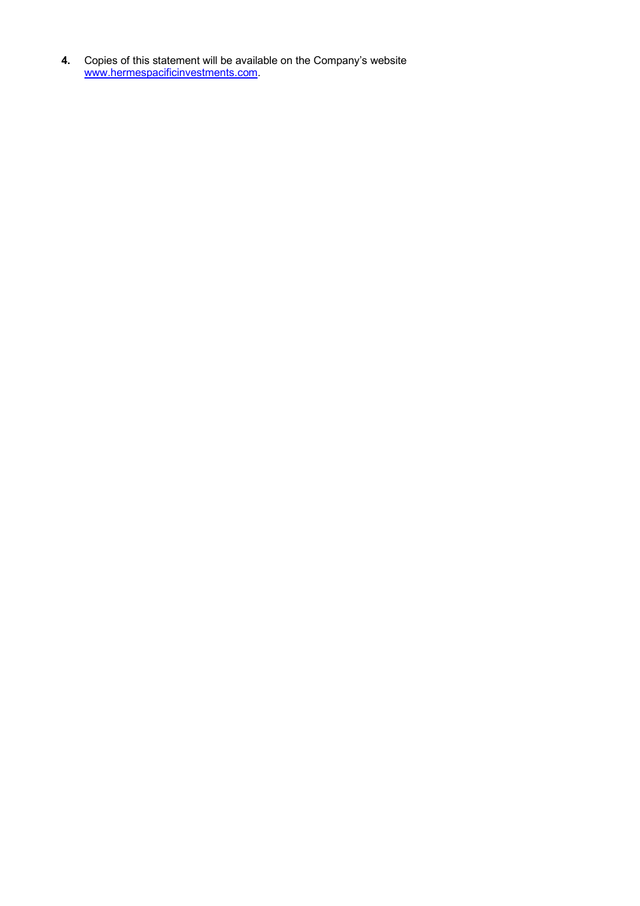4. Copies of this statement will be available on the Company's website [www.hermespacificinvestments.com](http://www.hermespacificinvestments.com).